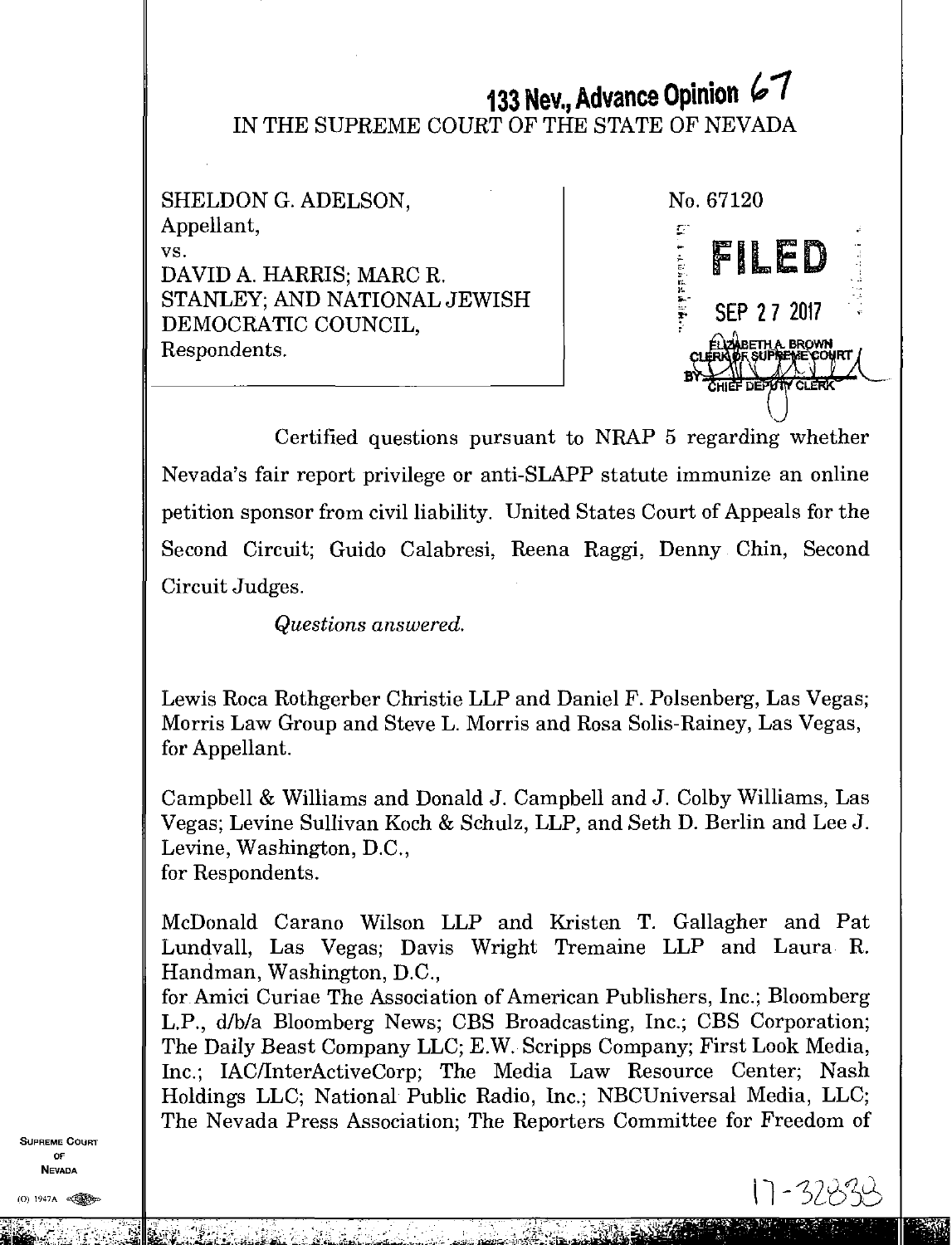# 133 Nev., Advance Opinion 67

IN THE SUPREME COURT OF THE STATE OF NEVADA

SHELDON G. ADELSON,
Appellant,
vs.
DAVID A. HARRIS; MARC R. STANLEY; AND NATIONAL JEWISH DEMOCRATIC COUNCIL,
Respondents.

No. 67120

FILED

SEP 27 2017

ELIZABETH A. BROWN
CLERK OF SUPREME COURT
BY CHIEF DEPUTY CLERK

Certified questions pursuant to NRAP 5 regarding whether Nevada's fair report privilege or anti-SLAPP statute immunize an online petition sponsor from civil liability. United States Court of Appeals for the Second Circuit; Guido Calabresi, Reena Raggi, Denny Chin, Second Circuit Judges.

*Questions answered.*

Lewis Roca Rothgerber Christie LLP and Daniel F. Polsenberg, Las Vegas; Morris Law Group and Steve L. Morris and Rosa Solis-Rainey, Las Vegas, for Appellant.

Campbell & Williams and Donald J. Campbell and J. Colby Williams, Las Vegas; Levine Sullivan Koch & Schulz, LLP, and Seth D. Berlin and Lee J. Levine, Washington, D.C.,
for Respondents.

McDonald Carano Wilson LLP and Kristen T. Gallagher and Pat Lundvall, Las Vegas; Davis Wright Tremaine LLP and Laura R. Handman, Washington, D.C.,
for Amici Curiae The Association of American Publishers, Inc.; Bloomberg L.P., d/b/a Bloomberg News; CBS Broadcasting, Inc.; CBS Corporation; The Daily Beast Company LLC; E.W. Scripps Company; First Look Media, Inc.; IAC/InterActiveCorp; The Media Law Resource Center; Nash Holdings LLC; National Public Radio, Inc.; NBCUniversal Media, LLC; The Nevada Press Association; The Reporters Committee for Freedom of

17-32838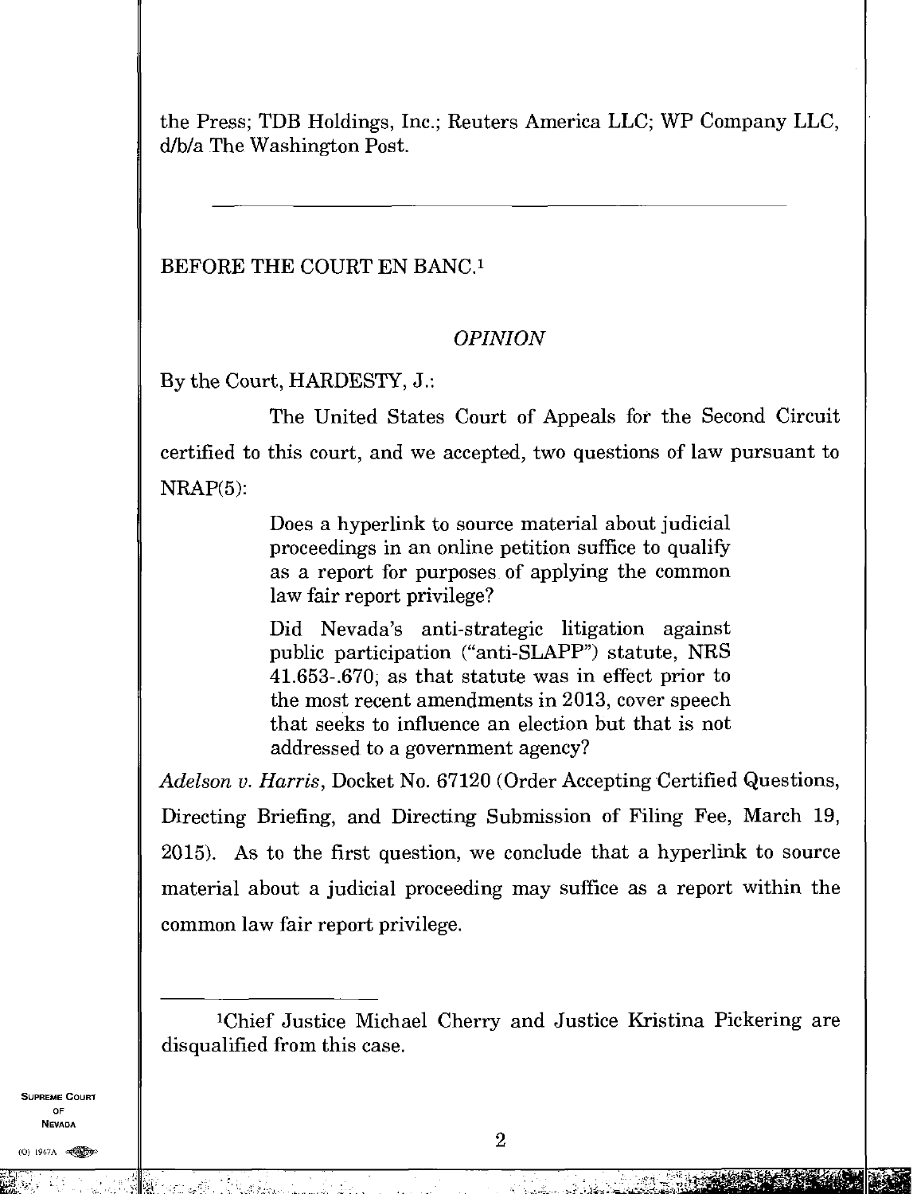the Press; TDB Holdings, Inc.; Reuters America LLC; WP Company LLC, d/b/a The Washington Post.

---

BEFORE THE COURT EN BANC.[1]

*OPINION*

By the Court, HARDESTY, J.:

The United States Court of Appeals for the Second Circuit certified to this court, and we accepted, two questions of law pursuant to NRAP(5):

> Does a hyperlink to source material about judicial proceedings in an online petition suffice to qualify as a report for purposes of applying the common law fair report privilege?
>
> Did Nevada's anti-strategic litigation against public participation ("anti-SLAPP") statute, NRS 41.653-.670, as that statute was in effect prior to the most recent amendments in 2013, cover speech that seeks to influence an election but that is not addressed to a government agency?

*Adelson v. Harris*, Docket No. 67120 (Order Accepting Certified Questions, Directing Briefing, and Directing Submission of Filing Fee, March 19, 2015). As to the first question, we conclude that a hyperlink to source material about a judicial proceeding may suffice as a report within the common law fair report privilege.

---

[1]Chief Justice Michael Cherry and Justice Kristina Pickering are disqualified from this case.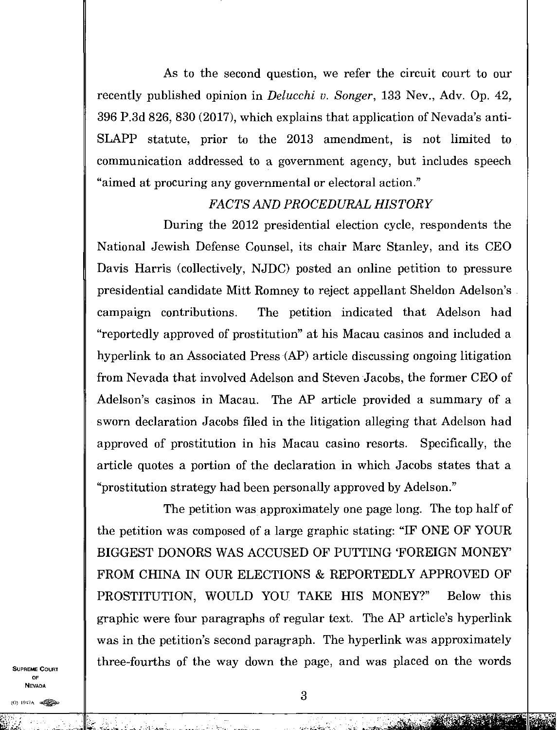As to the second question, we refer the circuit court to our recently published opinion in *Delucchi v. Songer*, 133 Nev., Adv. Op. 42, 396 P.3d 826, 830 (2017), which explains that application of Nevada's anti-SLAPP statute, prior to the 2013 amendment, is not limited to communication addressed to a government agency, but includes speech "aimed at procuring any governmental or electoral action."

### *FACTS AND PROCEDURAL HISTORY*

During the 2012 presidential election cycle, respondents the National Jewish Defense Counsel, its chair Marc Stanley, and its CEO Davis Harris (collectively, NJDC) posted an online petition to pressure presidential candidate Mitt Romney to reject appellant Sheldon Adelson's campaign contributions. The petition indicated that Adelson had "reportedly approved of prostitution" at his Macau casinos and included a hyperlink to an Associated Press (AP) article discussing ongoing litigation from Nevada that involved Adelson and Steven Jacobs, the former CEO of Adelson's casinos in Macau. The AP article provided a summary of a sworn declaration Jacobs filed in the litigation alleging that Adelson had approved of prostitution in his Macau casino resorts. Specifically, the article quotes a portion of the declaration in which Jacobs states that a "prostitution strategy had been personally approved by Adelson."

The petition was approximately one page long. The top half of the petition was composed of a large graphic stating: "IF ONE OF YOUR BIGGEST DONORS WAS ACCUSED OF PUTTING 'FOREIGN MONEY' FROM CHINA IN OUR ELECTIONS & REPORTEDLY APPROVED OF PROSTITUTION, WOULD YOU TAKE HIS MONEY?" Below this graphic were four paragraphs of regular text. The AP article's hyperlink was in the petition's second paragraph. The hyperlink was approximately three-fourths of the way down the page, and was placed on the words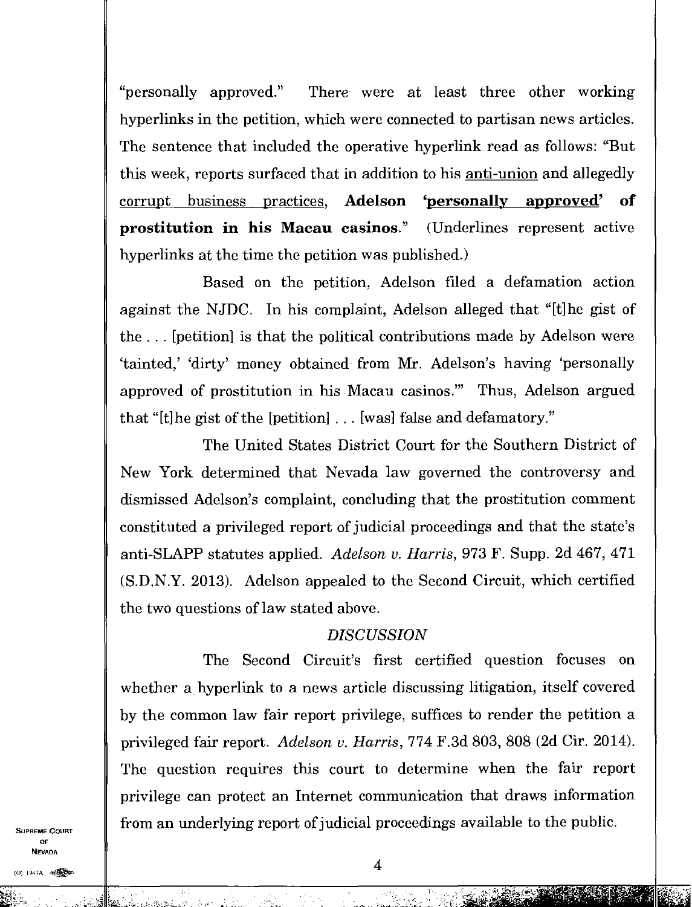"personally approved." There were at least three other working hyperlinks in the petition, which were connected to partisan news articles. The sentence that included the operative hyperlink read as follows: "But this week, reports surfaced that in addition to his <u>anti-union</u> and allegedly <u>corrupt business practices</u>, **Adelson <u>'personally approved'</u> of prostitution in his Macau casinos.**" (Underlines represent active hyperlinks at the time the petition was published.)

Based on the petition, Adelson filed a defamation action against the NJDC. In his complaint, Adelson alleged that "[t]he gist of the . . . [petition] is that the political contributions made by Adelson were 'tainted,' 'dirty' money obtained from Mr. Adelson's having 'personally approved of prostitution in his Macau casinos.'" Thus, Adelson argued that "[t]he gist of the [petition] . . . [was] false and defamatory."

The United States District Court for the Southern District of New York determined that Nevada law governed the controversy and dismissed Adelson's complaint, concluding that the prostitution comment constituted a privileged report of judicial proceedings and that the state's anti-SLAPP statutes applied. *Adelson v. Harris*, 973 F. Supp. 2d 467, 471 (S.D.N.Y. 2013). Adelson appealed to the Second Circuit, which certified the two questions of law stated above.

## *DISCUSSION*

The Second Circuit's first certified question focuses on whether a hyperlink to a news article discussing litigation, itself covered by the common law fair report privilege, suffices to render the petition a privileged fair report. *Adelson v. Harris*, 774 F.3d 803, 808 (2d Cir. 2014). The question requires this court to determine when the fair report privilege can protect an Internet communication that draws information from an underlying report of judicial proceedings available to the public.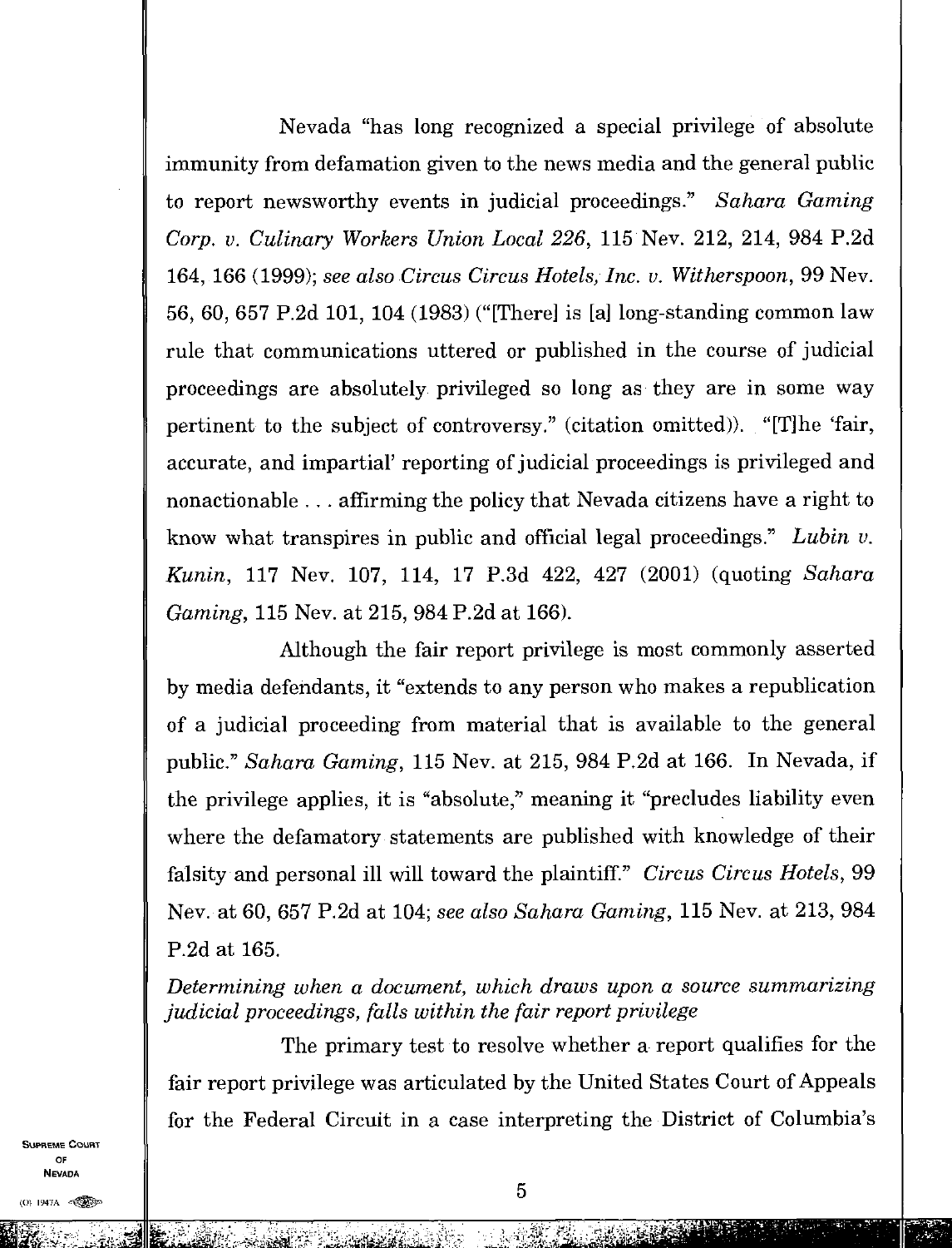Nevada "has long recognized a special privilege of absolute immunity from defamation given to the news media and the general public to report newsworthy events in judicial proceedings." *Sahara Gaming Corp. v. Culinary Workers Union Local 226*, 115 Nev. 212, 214, 984 P.2d 164, 166 (1999); *see also Circus Circus Hotels, Inc. v. Witherspoon*, 99 Nev. 56, 60, 657 P.2d 101, 104 (1983) ("[There] is [a] long-standing common law rule that communications uttered or published in the course of judicial proceedings are absolutely privileged so long as they are in some way pertinent to the subject of controversy." (citation omitted)). "[T]he 'fair, accurate, and impartial' reporting of judicial proceedings is privileged and nonactionable . . . affirming the policy that Nevada citizens have a right to know what transpires in public and official legal proceedings." *Lubin v. Kunin*, 117 Nev. 107, 114, 17 P.3d 422, 427 (2001) (quoting *Sahara Gaming*, 115 Nev. at 215, 984 P.2d at 166).

Although the fair report privilege is most commonly asserted by media defendants, it "extends to any person who makes a republication of a judicial proceeding from material that is available to the general public." *Sahara Gaming*, 115 Nev. at 215, 984 P.2d at 166. In Nevada, if the privilege applies, it is "absolute," meaning it "precludes liability even where the defamatory statements are published with knowledge of their falsity and personal ill will toward the plaintiff." *Circus Circus Hotels*, 99 Nev. at 60, 657 P.2d at 104; *see also Sahara Gaming*, 115 Nev. at 213, 984 P.2d at 165.

*Determining when a document, which draws upon a source summarizing judicial proceedings, falls within the fair report privilege*

The primary test to resolve whether a report qualifies for the fair report privilege was articulated by the United States Court of Appeals for the Federal Circuit in a case interpreting the District of Columbia's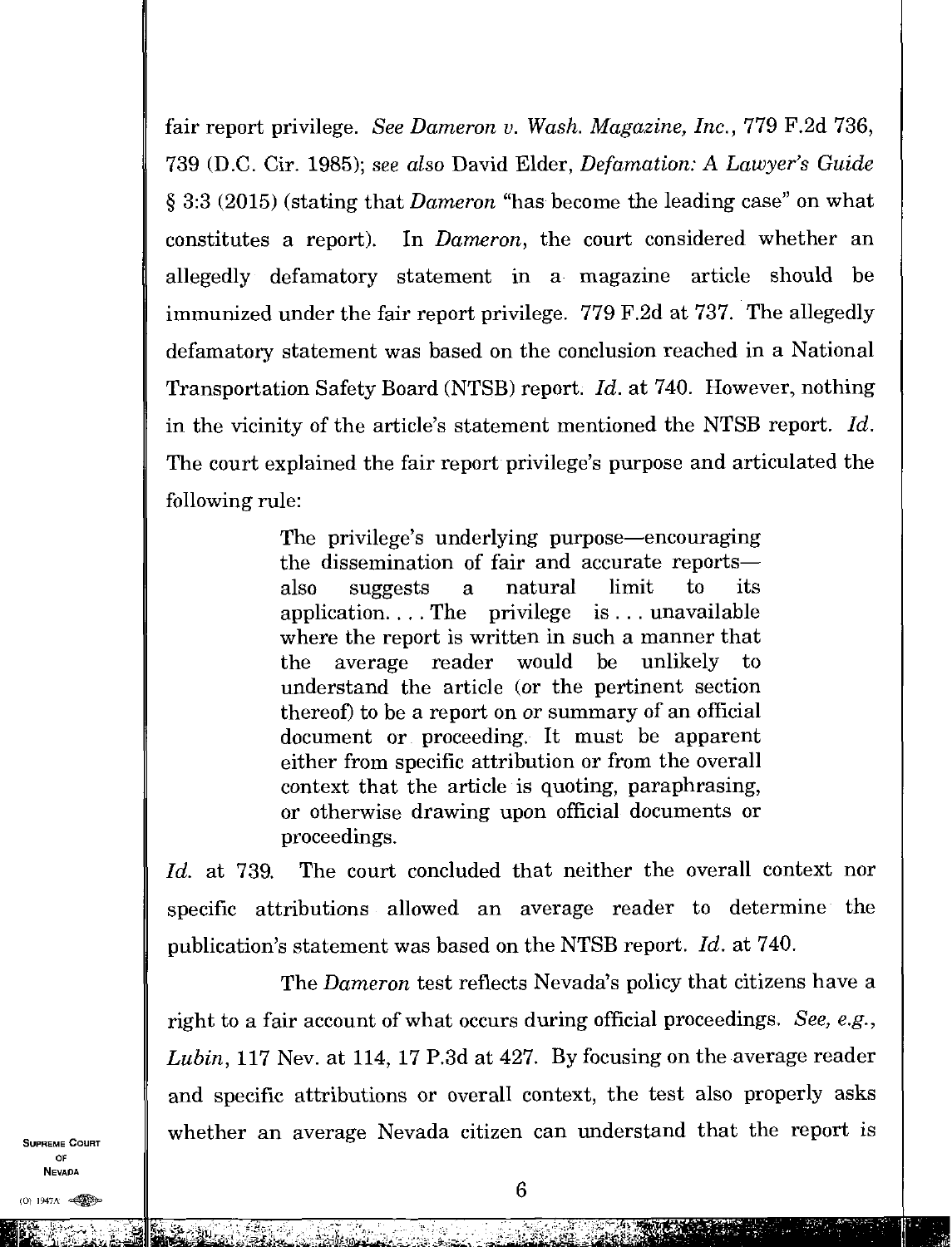fair report privilege. *See Dameron v. Wash. Magazine, Inc.*, 779 F.2d 736, 739 (D.C. Cir. 1985); *see also* David Elder, *Defamation: A Lawyer's Guide* § 3:3 (2015) (stating that *Dameron* "has become the leading case" on what constitutes a report). In *Dameron*, the court considered whether an allegedly defamatory statement in a magazine article should be immunized under the fair report privilege. 779 F.2d at 737. The allegedly defamatory statement was based on the conclusion reached in a National Transportation Safety Board (NTSB) report. *Id.* at 740. However, nothing in the vicinity of the article's statement mentioned the NTSB report. *Id.* The court explained the fair report privilege's purpose and articulated the following rule:

> The privilege's underlying purpose—encouraging the dissemination of fair and accurate reports—also suggests a natural limit to its application. . . . The privilege is . . . unavailable where the report is written in such a manner that the average reader would be unlikely to understand the article (or the pertinent section thereof) to be a report on or summary of an official document or proceeding. It must be apparent either from specific attribution or from the overall context that the article is quoting, paraphrasing, or otherwise drawing upon official documents or proceedings.

*Id.* at 739. The court concluded that neither the overall context nor specific attributions allowed an average reader to determine the publication's statement was based on the NTSB report. *Id.* at 740.

The *Dameron* test reflects Nevada's policy that citizens have a right to a fair account of what occurs during official proceedings. *See, e.g., Lubin*, 117 Nev. at 114, 17 P.3d at 427. By focusing on the average reader and specific attributions or overall context, the test also properly asks whether an average Nevada citizen can understand that the report is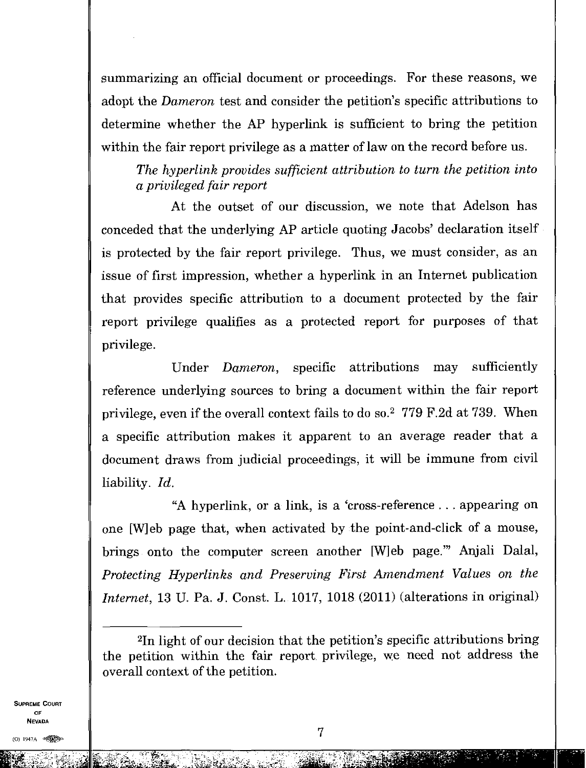summarizing an official document or proceedings. For these reasons, we adopt the *Dameron* test and consider the petition's specific attributions to determine whether the AP hyperlink is sufficient to bring the petition within the fair report privilege as a matter of law on the record before us.

*The hyperlink provides sufficient attribution to turn the petition into a privileged fair report*

At the outset of our discussion, we note that Adelson has conceded that the underlying AP article quoting Jacobs' declaration itself is protected by the fair report privilege. Thus, we must consider, as an issue of first impression, whether a hyperlink in an Internet publication that provides specific attribution to a document protected by the fair report privilege qualifies as a protected report for purposes of that privilege.

Under *Dameron*, specific attributions may sufficiently reference underlying sources to bring a document within the fair report privilege, even if the overall context fails to do so.[2] 779 F.2d at 739. When a specific attribution makes it apparent to an average reader that a document draws from judicial proceedings, it will be immune from civil liability. *Id.*

"A hyperlink, or a link, is a 'cross-reference . . . appearing on one [W]eb page that, when activated by the point-and-click of a mouse, brings onto the computer screen another [W]eb page.'" Anjali Dalal, *Protecting Hyperlinks and Preserving First Amendment Values on the Internet*, 13 U. Pa. J. Const. L. 1017, 1018 (2011) (alterations in original)

---

[2]In light of our decision that the petition's specific attributions bring the petition within the fair report privilege, we need not address the overall context of the petition.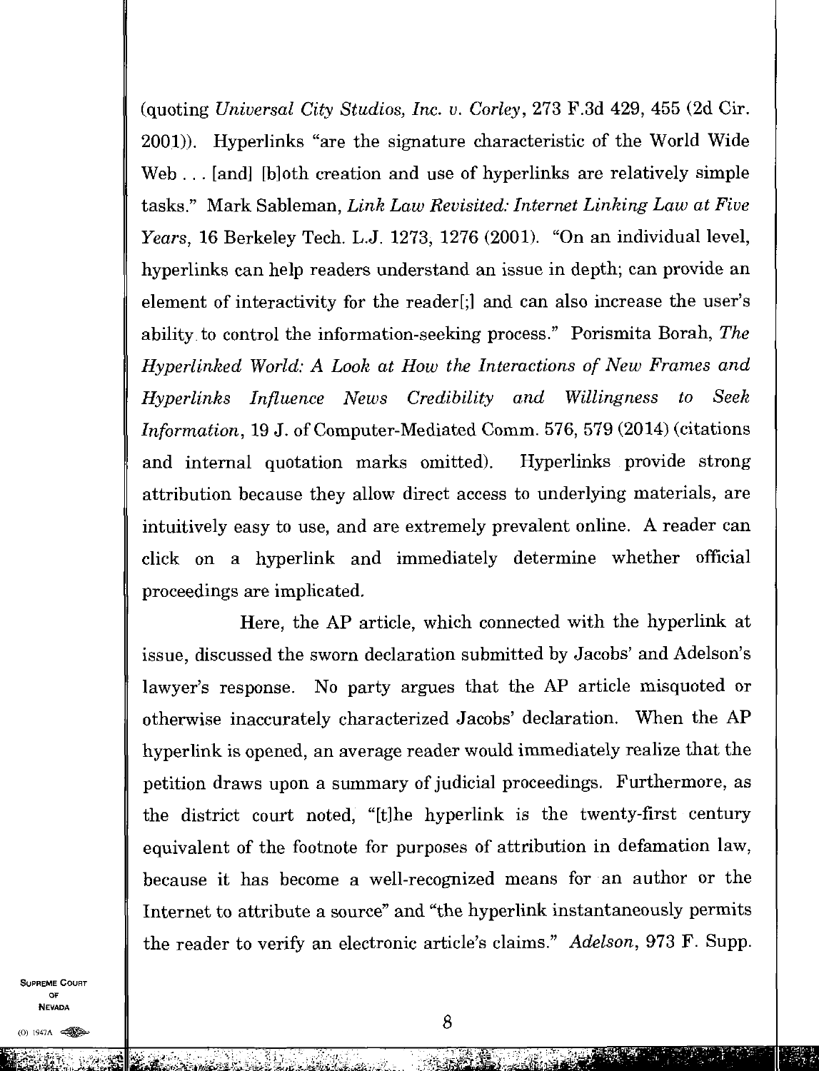(quoting *Universal City Studios, Inc. v. Corley*, 273 F.3d 429, 455 (2d Cir. 2001)). Hyperlinks "are the signature characteristic of the World Wide Web . . . [and] [b]oth creation and use of hyperlinks are relatively simple tasks." Mark Sableman, *Link Law Revisited: Internet Linking Law at Five Years*, 16 Berkeley Tech. L.J. 1273, 1276 (2001). "On an individual level, hyperlinks can help readers understand an issue in depth; can provide an element of interactivity for the reader[;] and can also increase the user's ability to control the information-seeking process." Porismita Borah, *The Hyperlinked World: A Look at How the Interactions of New Frames and Hyperlinks Influence News Credibility and Willingness to Seek Information*, 19 J. of Computer-Mediated Comm. 576, 579 (2014) (citations and internal quotation marks omitted). Hyperlinks provide strong attribution because they allow direct access to underlying materials, are intuitively easy to use, and are extremely prevalent online. A reader can click on a hyperlink and immediately determine whether official proceedings are implicated.

Here, the AP article, which connected with the hyperlink at issue, discussed the sworn declaration submitted by Jacobs' and Adelson's lawyer's response. No party argues that the AP article misquoted or otherwise inaccurately characterized Jacobs' declaration. When the AP hyperlink is opened, an average reader would immediately realize that the petition draws upon a summary of judicial proceedings. Furthermore, as the district court noted, "[t]he hyperlink is the twenty-first century equivalent of the footnote for purposes of attribution in defamation law, because it has become a well-recognized means for an author or the Internet to attribute a source" and "the hyperlink instantaneously permits the reader to verify an electronic article's claims." *Adelson*, 973 F. Supp.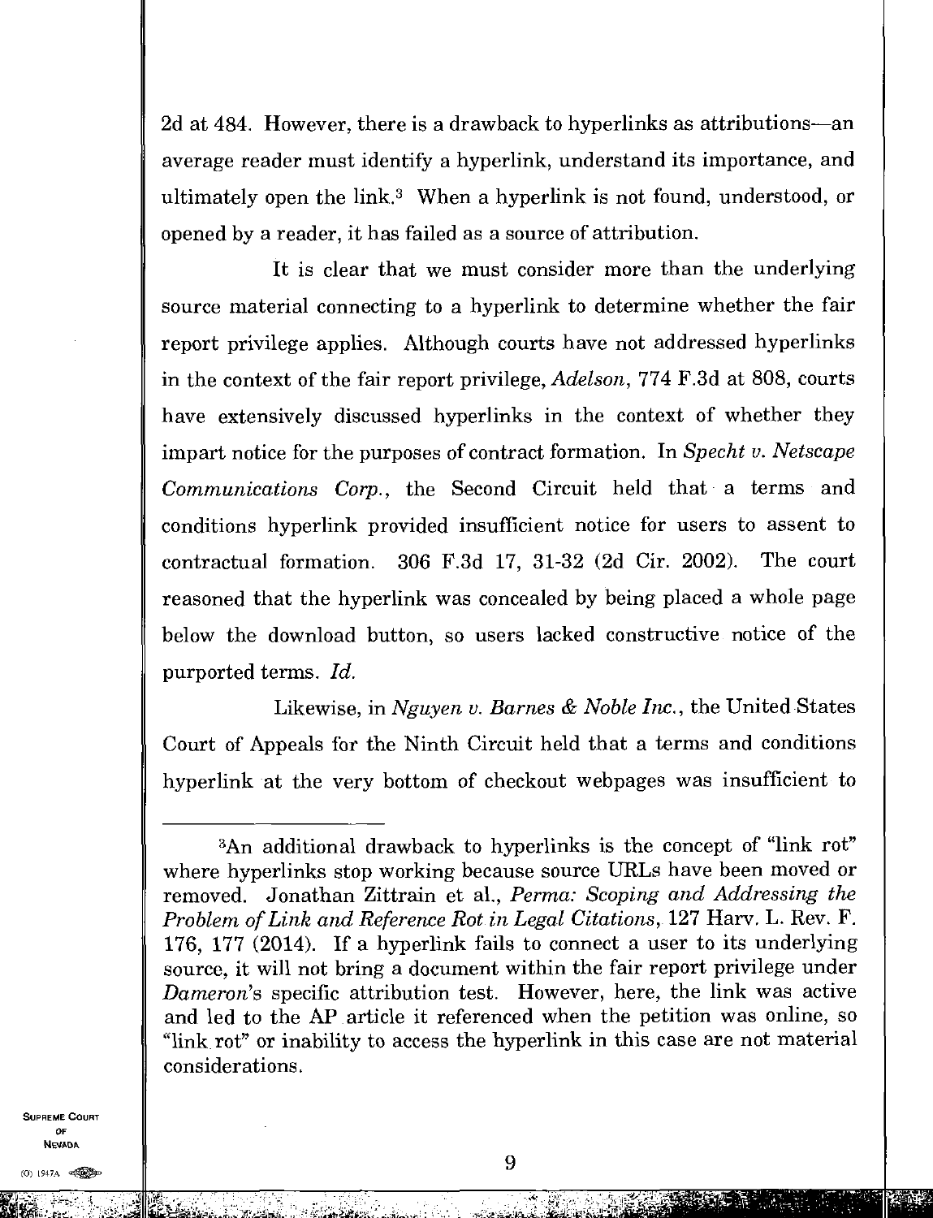2d at 484. However, there is a drawback to hyperlinks as attributions—an average reader must identify a hyperlink, understand its importance, and ultimately open the link.[3] When a hyperlink is not found, understood, or opened by a reader, it has failed as a source of attribution.

It is clear that we must consider more than the underlying source material connecting to a hyperlink to determine whether the fair report privilege applies. Although courts have not addressed hyperlinks in the context of the fair report privilege, *Adelson*, 774 F.3d at 808, courts have extensively discussed hyperlinks in the context of whether they impart notice for the purposes of contract formation. In *Specht v. Netscape Communications Corp.*, the Second Circuit held that a terms and conditions hyperlink provided insufficient notice for users to assent to contractual formation. 306 F.3d 17, 31-32 (2d Cir. 2002). The court reasoned that the hyperlink was concealed by being placed a whole page below the download button, so users lacked constructive notice of the purported terms. *Id.*

Likewise, in *Nguyen v. Barnes & Noble Inc.*, the United States Court of Appeals for the Ninth Circuit held that a terms and conditions hyperlink at the very bottom of checkout webpages was insufficient to

---

[3]An additional drawback to hyperlinks is the concept of "link rot" where hyperlinks stop working because source URLs have been moved or removed. Jonathan Zittrain et al., *Perma: Scoping and Addressing the Problem of Link and Reference Rot in Legal Citations*, 127 Harv. L. Rev. F. 176, 177 (2014). If a hyperlink fails to connect a user to its underlying source, it will not bring a document within the fair report privilege under *Dameron*'s specific attribution test. However, here, the link was active and led to the AP article it referenced when the petition was online, so "link rot" or inability to access the hyperlink in this case are not material considerations.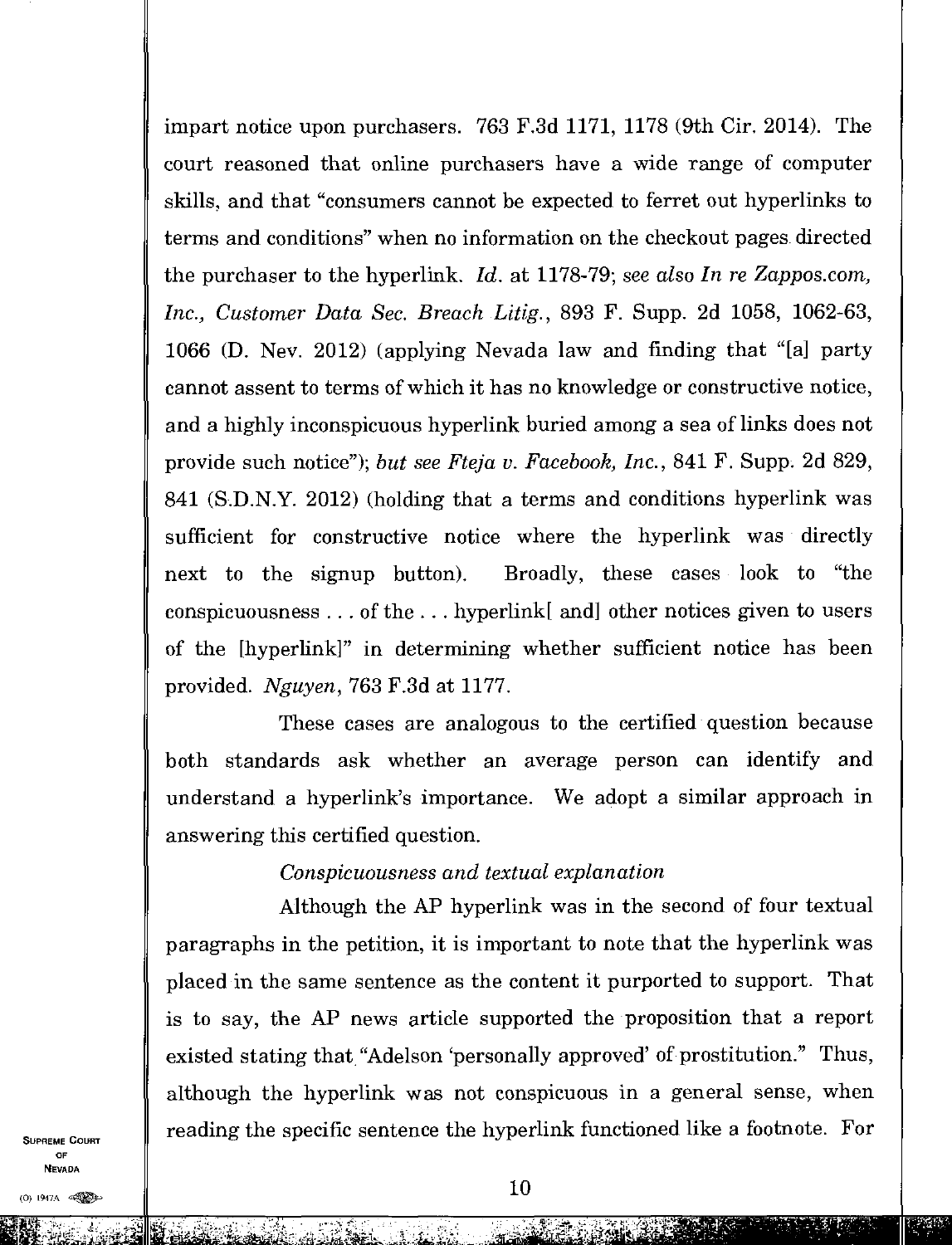impart notice upon purchasers. 763 F.3d 1171, 1178 (9th Cir. 2014). The court reasoned that online purchasers have a wide range of computer skills, and that "consumers cannot be expected to ferret out hyperlinks to terms and conditions" when no information on the checkout pages directed the purchaser to the hyperlink. *Id.* at 1178-79; *see also In re Zappos.com, Inc., Customer Data Sec. Breach Litig.*, 893 F. Supp. 2d 1058, 1062-63, 1066 (D. Nev. 2012) (applying Nevada law and finding that "[a] party cannot assent to terms of which it has no knowledge or constructive notice, and a highly inconspicuous hyperlink buried among a sea of links does not provide such notice"); *but see Fteja v. Facebook, Inc.*, 841 F. Supp. 2d 829, 841 (S.D.N.Y. 2012) (holding that a terms and conditions hyperlink was sufficient for constructive notice where the hyperlink was directly next to the signup button). Broadly, these cases look to "the conspicuousness . . . of the . . . hyperlink[ and] other notices given to users of the [hyperlink]" in determining whether sufficient notice has been provided. *Nguyen*, 763 F.3d at 1177.

These cases are analogous to the certified question because both standards ask whether an average person can identify and understand a hyperlink's importance. We adopt a similar approach in answering this certified question.

*Conspicuousness and textual explanation*

Although the AP hyperlink was in the second of four textual paragraphs in the petition, it is important to note that the hyperlink was placed in the same sentence as the content it purported to support. That is to say, the AP news article supported the proposition that a report existed stating that "Adelson 'personally approved' of prostitution." Thus, although the hyperlink was not conspicuous in a general sense, when reading the specific sentence the hyperlink functioned like a footnote. For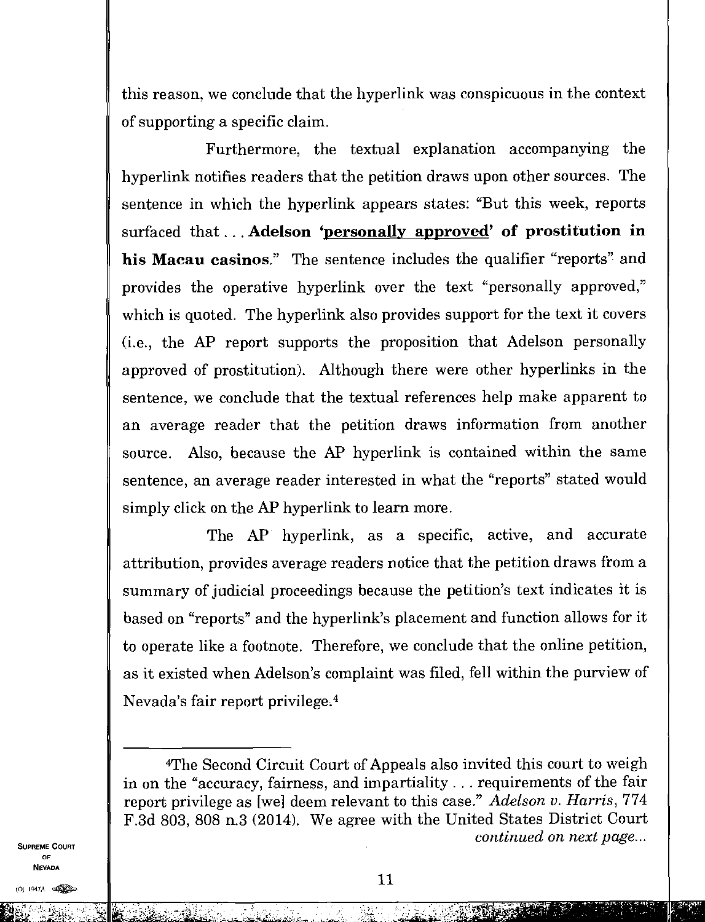this reason, we conclude that the hyperlink was conspicuous in the context of supporting a specific claim.

Furthermore, the textual explanation accompanying the hyperlink notifies readers that the petition draws upon other sources. The sentence in which the hyperlink appears states: "But this week, reports surfaced that . . . **Adelson '<u>personally approved</u>' of prostitution in his Macau casinos**." The sentence includes the qualifier "reports" and provides the operative hyperlink over the text "personally approved," which is quoted. The hyperlink also provides support for the text it covers (i.e., the AP report supports the proposition that Adelson personally approved of prostitution). Although there were other hyperlinks in the sentence, we conclude that the textual references help make apparent to an average reader that the petition draws information from another source. Also, because the AP hyperlink is contained within the same sentence, an average reader interested in what the "reports" stated would simply click on the AP hyperlink to learn more.

The AP hyperlink, as a specific, active, and accurate attribution, provides average readers notice that the petition draws from a summary of judicial proceedings because the petition's text indicates it is based on "reports" and the hyperlink's placement and function allows for it to operate like a footnote. Therefore, we conclude that the online petition, as it existed when Adelson's complaint was filed, fell within the purview of Nevada's fair report privilege.[4]

---

[4]The Second Circuit Court of Appeals also invited this court to weigh in on the "accuracy, fairness, and impartiality . . . requirements of the fair report privilege as [we] deem relevant to this case." *Adelson v. Harris*, 774 F.3d 803, 808 n.3 (2014). We agree with the United States District Court *continued on next page...*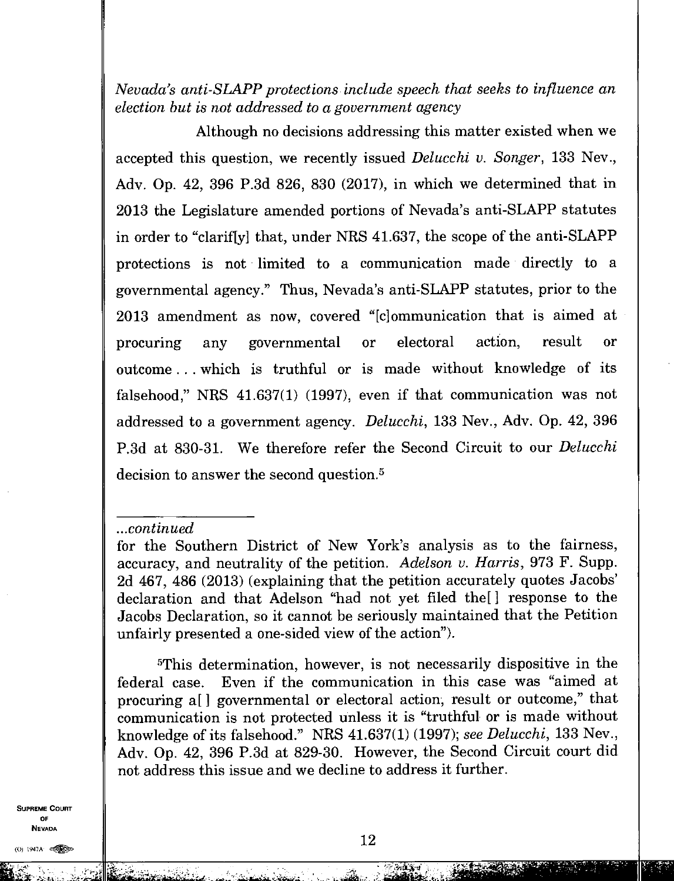*Nevada's anti-SLAPP protections include speech that seeks to influence an election but is not addressed to a government agency*

Although no decisions addressing this matter existed when we accepted this question, we recently issued *Delucchi v. Songer*, 133 Nev., Adv. Op. 42, 396 P.3d 826, 830 (2017), in which we determined that in 2013 the Legislature amended portions of Nevada's anti-SLAPP statutes in order to "clarif[y] that, under NRS 41.637, the scope of the anti-SLAPP protections is not limited to a communication made directly to a governmental agency." Thus, Nevada's anti-SLAPP statutes, prior to the 2013 amendment as now, covered "[c]ommunication that is aimed at procuring any governmental or electoral action, result or outcome . . . which is truthful or is made without knowledge of its falsehood," NRS 41.637(1) (1997), even if that communication was not addressed to a government agency. *Delucchi*, 133 Nev., Adv. Op. 42, 396 P.3d at 830-31. We therefore refer the Second Circuit to our *Delucchi* decision to answer the second question.[5]

---

*...continued*

for the Southern District of New York's analysis as to the fairness, accuracy, and neutrality of the petition. *Adelson v. Harris*, 973 F. Supp. 2d 467, 486 (2013) (explaining that the petition accurately quotes Jacobs' declaration and that Adelson "had not yet filed the[ ] response to the Jacobs Declaration, so it cannot be seriously maintained that the Petition unfairly presented a one-sided view of the action").

[5]This determination, however, is not necessarily dispositive in the federal case. Even if the communication in this case was "aimed at procuring a[ ] governmental or electoral action, result or outcome," that communication is not protected unless it is "truthful or is made without knowledge of its falsehood." NRS 41.637(1) (1997); *see Delucchi*, 133 Nev., Adv. Op. 42, 396 P.3d at 829-30. However, the Second Circuit court did not address this issue and we decline to address it further.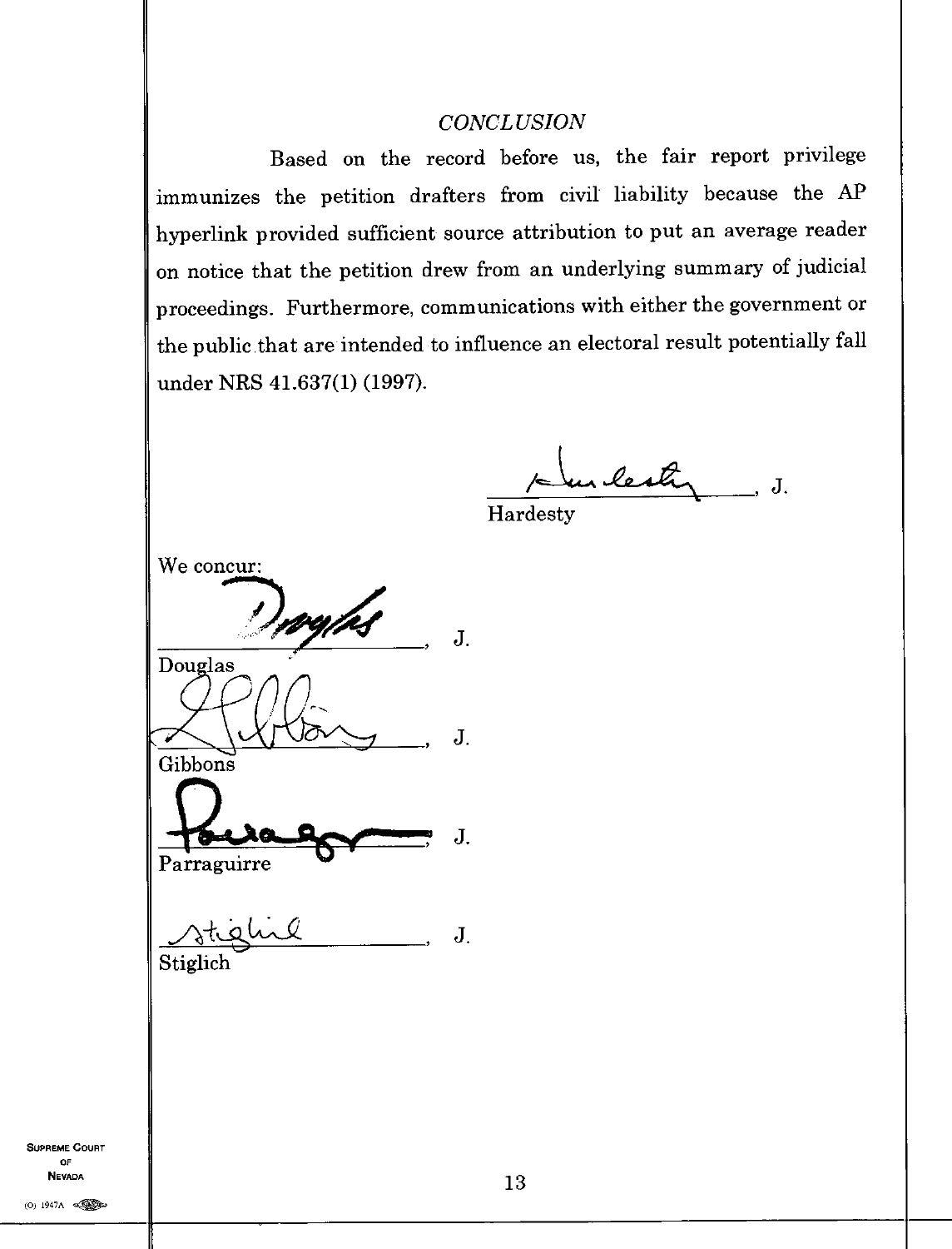## *CONCLUSION*

Based on the record before us, the fair report privilege immunizes the petition drafters from civil liability because the AP hyperlink provided sufficient source attribution to put an average reader on notice that the petition drew from an underlying summary of judicial proceedings. Furthermore, communications with either the government or the public that are intended to influence an electoral result potentially fall under NRS 41.637(1) (1997).

_______________, J.
Hardesty

We concur:

_______________, J.
Douglas

_______________, J.
Gibbons

_______________, J.
Parraguirre

_______________, J.
Stiglich